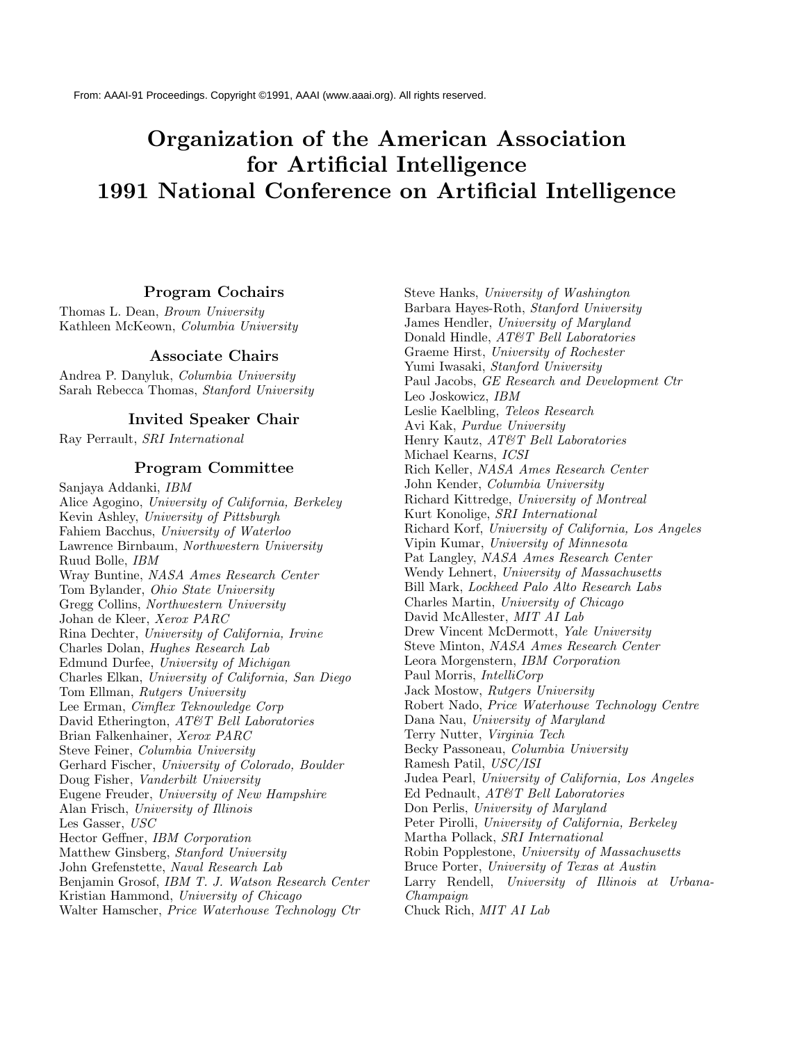From: AAAI-91 Proceedings. Copyright ©1991, AAAI (www.aaai.org). All rights reserved.

# Organization of the American Association for Artificial Intelligence 1991 National Conference on Artificial Intelligence

## Program Cochairs

Thomas L. Dean, *Brown University*
Kathleen McKeown, *Columbia University*

## Associate Chairs

Andrea P. Danyluk, *Columbia University*
Sarah Rebecca Thomas, *Stanford University*

## Invited Speaker Chair

Ray Perrault, *SRI International*

## Program Committee

Sanjaya Addanki, *IBM*
Alice Agogino, *University of California, Berkeley*
Kevin Ashley, *University of Pittsburgh*
Fahiem Bacchus, *University of Waterloo*
Lawrence Birnbaum, *Northwestern University*
Ruud Bolle, *IBM*
Wray Buntine, *NASA Ames Research Center*
Tom Bylander, *Ohio State University*
Gregg Collins, *Northwestern University*
Johan de Kleer, *Xerox PARC*
Rina Dechter, *University of California, Irvine*
Charles Dolan, *Hughes Research Lab*
Edmund Durfee, *University of Michigan*
Charles Elkan, *University of California, San Diego*
Tom Ellman, *Rutgers University*
Lee Erman, *Cimflex Teknowledge Corp*
David Etherington, *AT&T Bell Laboratories*
Brian Falkenhainer, *Xerox PARC*
Steve Feiner, *Columbia University*
Gerhard Fischer, *University of Colorado, Boulder*
Doug Fisher, *Vanderbilt University*
Eugene Freuder, *University of New Hampshire*
Alan Frisch, *University of Illinois*
Les Gasser, *USC*
Hector Geffner, *IBM Corporation*
Matthew Ginsberg, *Stanford University*
John Grefenstette, *Naval Research Lab*
Benjamin Grosof, *IBM T. J. Watson Research Center*
Kristian Hammond, *University of Chicago*
Walter Hamscher, *Price Waterhouse Technology Ctr*
Steve Hanks, *University of Washington*
Barbara Hayes-Roth, *Stanford University*
James Hendler, *University of Maryland*
Donald Hindle, *AT&T Bell Laboratories*
Graeme Hirst, *University of Rochester*
Yumi Iwasaki, *Stanford University*
Paul Jacobs, *GE Research and Development Ctr*
Leo Joskowicz, *IBM*
Leslie Kaelbling, *Teleos Research*
Avi Kak, *Purdue University*
Henry Kautz, *AT&T Bell Laboratories*
Michael Kearns, *ICSI*
Rich Keller, *NASA Ames Research Center*
John Kender, *Columbia University*
Richard Kittredge, *University of Montreal*
Kurt Konolige, *SRI International*
Richard Korf, *University of California, Los Angeles*
Vipin Kumar, *University of Minnesota*
Pat Langley, *NASA Ames Research Center*
Wendy Lehnert, *University of Massachusetts*
Bill Mark, *Lockheed Palo Alto Research Labs*
Charles Martin, *University of Chicago*
David McAllester, *MIT AI Lab*
Drew Vincent McDermott, *Yale University*
Steve Minton, *NASA Ames Research Center*
Leora Morgenstern, *IBM Corporation*
Paul Morris, *IntelliCorp*
Jack Mostow, *Rutgers University*
Robert Nado, *Price Waterhouse Technology Centre*
Dana Nau, *University of Maryland*
Terry Nutter, *Virginia Tech*
Becky Passoneau, *Columbia University*
Ramesh Patil, *USC/ISI*
Judea Pearl, *University of California, Los Angeles*
Ed Pednault, *AT&T Bell Laboratories*
Don Perlis, *University of Maryland*
Peter Pirolli, *University of California, Berkeley*
Martha Pollack, *SRI International*
Robin Popplestone, *University of Massachusetts*
Bruce Porter, *University of Texas at Austin*
Larry Rendell, *University of Illinois at Urbana-Champaign*
Chuck Rich, *MIT AI Lab*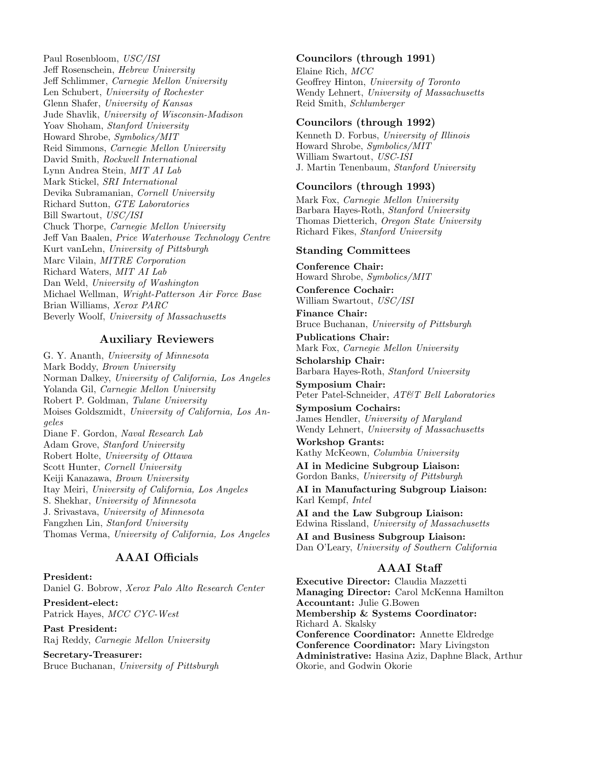Paul Rosenbloom, *USC/ISI*
Jeff Rosenschein, *Hebrew University*
Jeff Schlimmer, *Carnegie Mellon University*
Len Schubert, *University of Rochester*
Glenn Shafer, *University of Kansas*
Jude Shavlik, *University of Wisconsin-Madison*
Yoav Shoham, *Stanford University*
Howard Shrobe, *Symbolics/MIT*
Reid Simmons, *Carnegie Mellon University*
David Smith, *Rockwell International*
Lynn Andrea Stein, *MIT AI Lab*
Mark Stickel, *SRI International*
Devika Subramanian, *Cornell University*
Richard Sutton, *GTE Laboratories*
Bill Swartout, *USC/ISI*
Chuck Thorpe, *Carnegie Mellon University*
Jeff Van Baalen, *Price Waterhouse Technology Centre*
Kurt vanLehn, *University of Pittsburgh*
Marc Vilain, *MITRE Corporation*
Richard Waters, *MIT AI Lab*
Dan Weld, *University of Washington*
Michael Wellman, *Wright-Patterson Air Force Base*
Brian Williams, *Xerox PARC*
Beverly Woolf, *University of Massachusetts*

## Auxiliary Reviewers

G. Y. Ananth, *University of Minnesota*
Mark Boddy, *Brown University*
Norman Dalkey, *University of California, Los Angeles*
Yolanda Gil, *Carnegie Mellon University*
Robert P. Goldman, *Tulane University*
Moises Goldszmidt, *University of California, Los Angeles*
Diane F. Gordon, *Naval Research Lab*
Adam Grove, *Stanford University*
Robert Holte, *University of Ottawa*
Scott Hunter, *Cornell University*
Keiji Kanazawa, *Brown University*
Itay Meiri, *University of California, Los Angeles*
S. Shekhar, *University of Minnesota*
J. Srivastava, *University of Minnesota*
Fangzhen Lin, *Stanford University*
Thomas Verma, *University of California, Los Angeles*

## AAAI Officials

**President:**
Daniel G. Bobrow, *Xerox Palo Alto Research Center*

**President-elect:**
Patrick Hayes, *MCC CYC-West*

**Past President:**
Raj Reddy, *Carnegie Mellon University*

**Secretary-Treasurer:**
Bruce Buchanan, *University of Pittsburgh*

### Councilors (through 1991)

Elaine Rich, *MCC*
Geoffrey Hinton, *University of Toronto*
Wendy Lehnert, *University of Massachusetts*
Reid Smith, *Schlumberger*

### Councilors (through 1992)

Kenneth D. Forbus, *University of Illinois*
Howard Shrobe, *Symbolics/MIT*
William Swartout, *USC-ISI*
J. Martin Tenenbaum, *Stanford University*

### Councilors (through 1993)

Mark Fox, *Carnegie Mellon University*
Barbara Hayes-Roth, *Stanford University*
Thomas Dietterich, *Oregon State University*
Richard Fikes, *Stanford University*

### Standing Committees

**Conference Chair:**
Howard Shrobe, *Symbolics/MIT*

**Conference Cochair:**
William Swartout, *USC/ISI*

**Finance Chair:**
Bruce Buchanan, *University of Pittsburgh*

**Publications Chair:**
Mark Fox, *Carnegie Mellon University*

**Scholarship Chair:**
Barbara Hayes-Roth, *Stanford University*

**Symposium Chair:**
Peter Patel-Schneider, *AT&T Bell Laboratories*

**Symposium Cochairs:**
James Hendler, *University of Maryland*
Wendy Lehnert, *University of Massachusetts*

**Workshop Grants:**
Kathy McKeown, *Columbia University*

**AI in Medicine Subgroup Liaison:**
Gordon Banks, *University of Pittsburgh*

**AI in Manufacturing Subgroup Liaison:**
Karl Kempf, *Intel*

**AI and the Law Subgroup Liaison:**
Edwina Rissland, *University of Massachusetts*

**AI and Business Subgroup Liaison:**
Dan O'Leary, *University of Southern California*

## AAAI Staff

**Executive Director:** Claudia Mazzetti
**Managing Director:** Carol McKenna Hamilton
**Accountant:** Julie G.Bowen
**Membership & Systems Coordinator:** Richard A. Skalsky
**Conference Coordinator:** Annette Eldredge
**Conference Coordinator:** Mary Livingston
**Administrative:** Hasina Aziz, Daphne Black, Arthur Okorie, and Godwin Okorie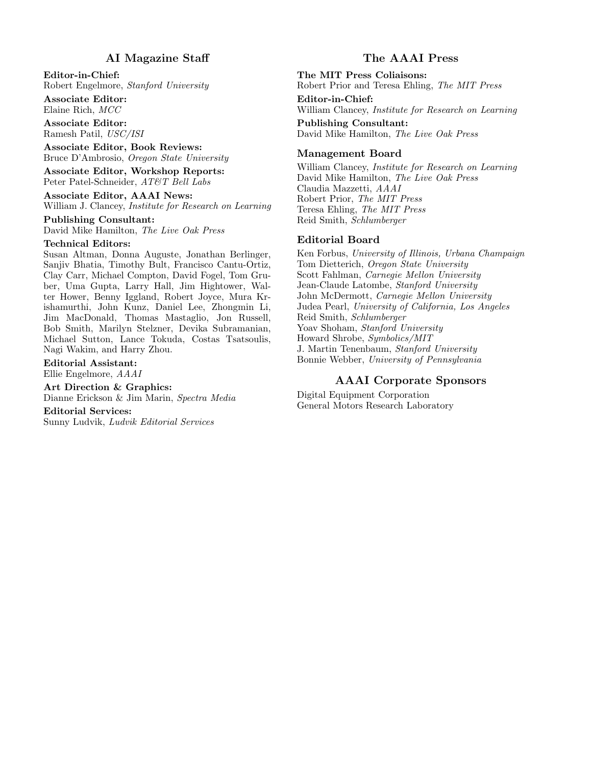## AI Magazine Staff

**Editor-in-Chief:**
Robert Engelmore, *Stanford University*

**Associate Editor:**
Elaine Rich, *MCC*

**Associate Editor:**
Ramesh Patil, *USC/ISI*

**Associate Editor, Book Reviews:**
Bruce D'Ambrosio, *Oregon State University*

**Associate Editor, Workshop Reports:**
Peter Patel-Schneider, *AT&T Bell Labs*

**Associate Editor, AAAI News:**
William J. Clancey, *Institute for Research on Learning*

**Publishing Consultant:**
David Mike Hamilton, *The Live Oak Press*

**Technical Editors:**
Susan Altman, Donna Auguste, Jonathan Berlinger, Sanjiv Bhatia, Timothy Bult, Francisco Cantu-Ortiz, Clay Carr, Michael Compton, David Fogel, Tom Gruber, Uma Gupta, Larry Hall, Jim Hightower, Walter Hower, Benny Iggland, Robert Joyce, Mura Krishamurthi, John Kunz, Daniel Lee, Zhongmin Li, Jim MacDonald, Thomas Mastaglio, Jon Russell, Bob Smith, Marilyn Stelzner, Devika Subramanian, Michael Sutton, Lance Tokuda, Costas Tsatsoulis, Nagi Wakim, and Harry Zhou.

**Editorial Assistant:**
Ellie Engelmore, *AAAI*

**Art Direction & Graphics:**
Dianne Erickson & Jim Marin, *Spectra Media*

**Editorial Services:**
Sunny Ludvik, *Ludvik Editorial Services*

## The AAAI Press

**The MIT Press Coliaisons:**
Robert Prior and Teresa Ehling, *The MIT Press*

**Editor-in-Chief:**
William Clancey, *Institute for Research on Learning*

**Publishing Consultant:**
David Mike Hamilton, *The Live Oak Press*

### Management Board

William Clancey, *Institute for Research on Learning*
David Mike Hamilton, *The Live Oak Press*
Claudia Mazzetti, *AAAI*
Robert Prior, *The MIT Press*
Teresa Ehling, *The MIT Press*
Reid Smith, *Schlumberger*

### Editorial Board

Ken Forbus, *University of Illinois, Urbana Champaign*
Tom Dietterich, *Oregon State University*
Scott Fahlman, *Carnegie Mellon University*
Jean-Claude Latombe, *Stanford University*
John McDermott, *Carnegie Mellon University*
Judea Pearl, *University of California, Los Angeles*
Reid Smith, *Schlumberger*
Yoav Shoham, *Stanford University*
Howard Shrobe, *Symbolics/MIT*
J. Martin Tenenbaum, *Stanford University*
Bonnie Webber, *University of Pennsylvania*

## AAAI Corporate Sponsors

Digital Equipment Corporation
General Motors Research Laboratory